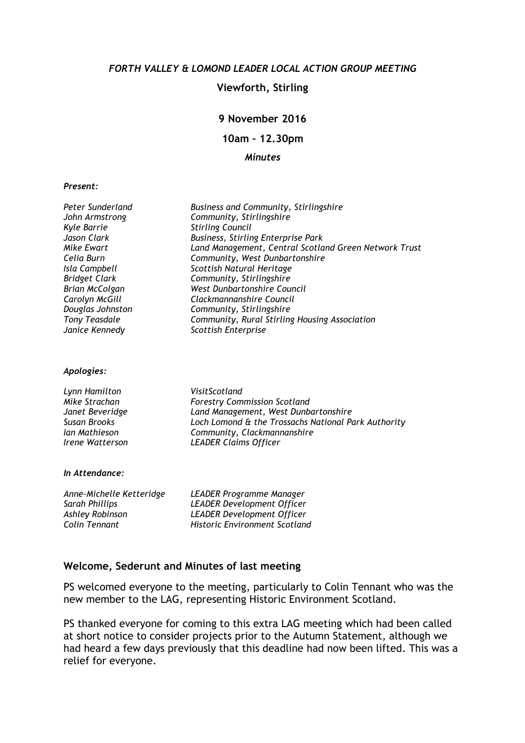*FORTH VALLEY & LOMOND LEADER LOCAL ACTION GROUP MEETING*

**Viewforth, Stirling**

**9 November 2016**

**10am – 12.30pm**

***Minutes***

***Present:***

| | |
|---|---|
| *Peter Sunderland* | *Business and Community, Stirlingshire* |
| *John Armstrong* | *Community, Stirlingshire* |
| *Kyle Barrie* | *Stirling Council* |
| *Jason Clark* | *Business, Stirling Enterprise Park* |
| *Mike Ewart* | *Land Management, Central Scotland Green Network Trust* |
| *Celia Burn* | *Community, West Dunbartonshire* |
| *Isla Campbell* | *Scottish Natural Heritage* |
| *Bridget Clark* | *Community, Stirlingshire* |
| *Brian McColgan* | *West Dunbartonshire Council* |
| *Carolyn McGill* | *Clackmannanshire Council* |
| *Douglas Johnston* | *Community, Stirlingshire* |
| *Tony Teasdale* | *Community, Rural Stirling Housing Association* |
| *Janice Kennedy* | *Scottish Enterprise* |

***Apologies:***

| | |
|---|---|
| *Lynn Hamilton* | *VisitScotland* |
| *Mike Strachan* | *Forestry Commission Scotland* |
| *Janet Beveridge* | *Land Management, West Dunbartonshire* |
| *Susan Brooks* | *Loch Lomond & the Trossachs National Park Authority* |
| *Ian Mathieson* | *Community, Clackmannanshire* |
| *Irene Watterson* | *LEADER Claims Officer* |

***In Attendance:***

| | |
|---|---|
| *Anne-Michelle Ketteridge* | *LEADER Programme Manager* |
| *Sarah Phillips* | *LEADER Development Officer* |
| *Ashley Robinson* | *LEADER Development Officer* |
| *Colin Tennant* | *Historic Environment Scotland* |

## Welcome, Sederunt and Minutes of last meeting

PS welcomed everyone to the meeting, particularly to Colin Tennant who was the new member to the LAG, representing Historic Environment Scotland.

PS thanked everyone for coming to this extra LAG meeting which had been called at short notice to consider projects prior to the Autumn Statement, although we had heard a few days previously that this deadline had now been lifted. This was a relief for everyone.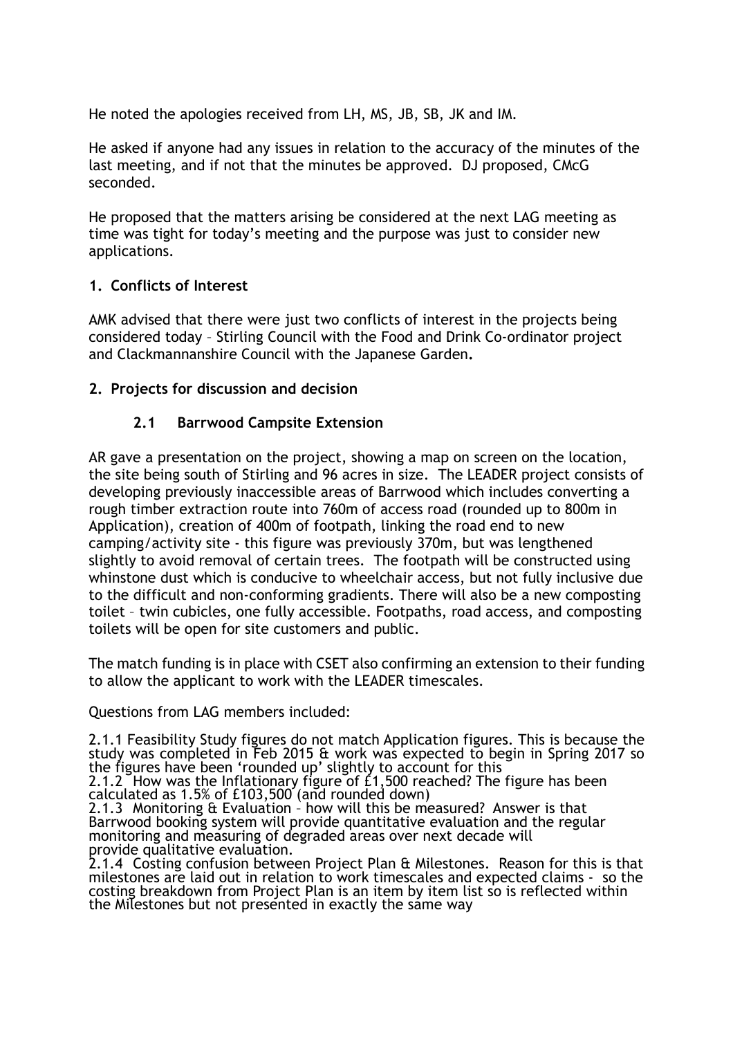He noted the apologies received from LH, MS, JB, SB, JK and IM.

He asked if anyone had any issues in relation to the accuracy of the minutes of the last meeting, and if not that the minutes be approved. DJ proposed, CMcG seconded.

He proposed that the matters arising be considered at the next LAG meeting as time was tight for today's meeting and the purpose was just to consider new applications.

## 1. Conflicts of Interest

AMK advised that there were just two conflicts of interest in the projects being considered today – Stirling Council with the Food and Drink Co-ordinator project and Clackmannanshire Council with the Japanese Garden.

## 2. Projects for discussion and decision

### 2.1 Barrwood Campsite Extension

AR gave a presentation on the project, showing a map on screen on the location, the site being south of Stirling and 96 acres in size. The LEADER project consists of developing previously inaccessible areas of Barrwood which includes converting a rough timber extraction route into 760m of access road (rounded up to 800m in Application), creation of 400m of footpath, linking the road end to new camping/activity site - this figure was previously 370m, but was lengthened slightly to avoid removal of certain trees. The footpath will be constructed using whinstone dust which is conducive to wheelchair access, but not fully inclusive due to the difficult and non-conforming gradients. There will also be a new composting toilet – twin cubicles, one fully accessible. Footpaths, road access, and composting toilets will be open for site customers and public.

The match funding is in place with CSET also confirming an extension to their funding to allow the applicant to work with the LEADER timescales.

Questions from LAG members included:

2.1.1 Feasibility Study figures do not match Application figures. This is because the study was completed in Feb 2015 & work was expected to begin in Spring 2017 so the figures have been 'rounded up' slightly to account for this
2.1.2 How was the Inflationary figure of £1,500 reached? The figure has been calculated as 1.5% of £103,500 (and rounded down)
2.1.3 Monitoring & Evaluation – how will this be measured? Answer is that Barrwood booking system will provide quantitative evaluation and the regular monitoring and measuring of degraded areas over next decade will provide qualitative evaluation.
2.1.4 Costing confusion between Project Plan & Milestones. Reason for this is that milestones are laid out in relation to work timescales and expected claims - so the costing breakdown from Project Plan is an item by item list so is reflected within the Milestones but not presented in exactly the same way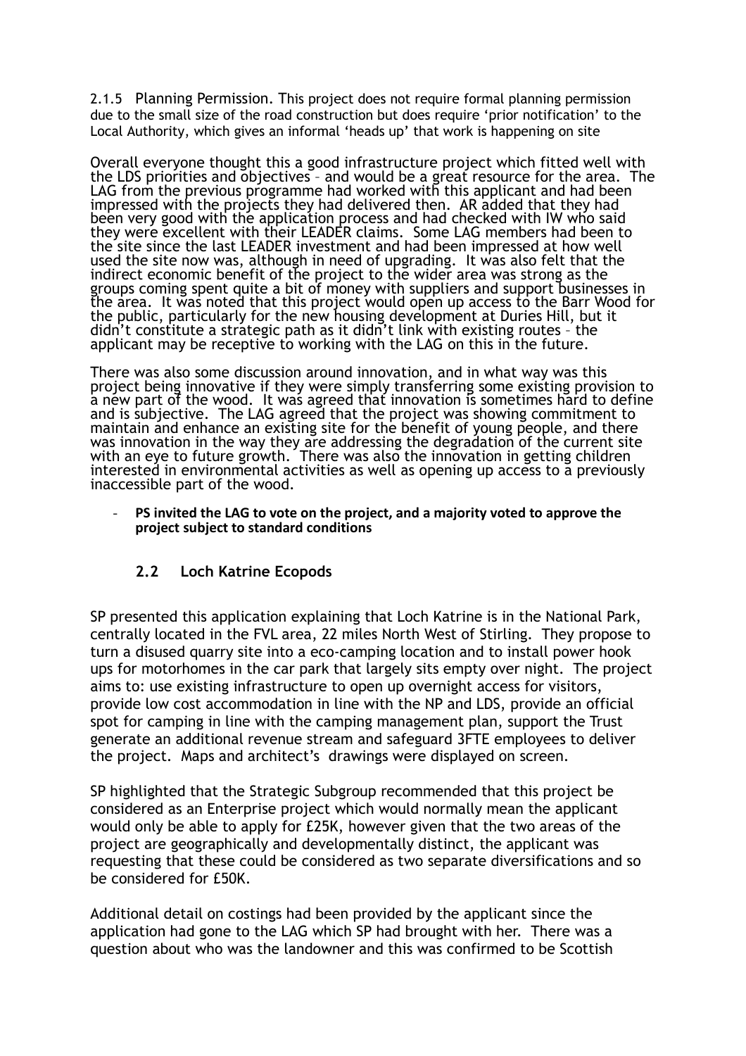2.1.5 Planning Permission. This project does not require formal planning permission due to the small size of the road construction but does require 'prior notification' to the Local Authority, which gives an informal 'heads up' that work is happening on site

Overall everyone thought this a good infrastructure project which fitted well with the LDS priorities and objectives – and would be a great resource for the area. The LAG from the previous programme had worked with this applicant and had been impressed with the projects they had delivered then. AR added that they had been very good with the application process and had checked with IW who said they were excellent with their LEADER claims. Some LAG members had been to the site since the last LEADER investment and had been impressed at how well used the site now was, although in need of upgrading. It was also felt that the indirect economic benefit of the project to the wider area was strong as the groups coming spent quite a bit of money with suppliers and support businesses in the area. It was noted that this project would open up access to the Barr Wood for the public, particularly for the new housing development at Duries Hill, but it didn't constitute a strategic path as it didn't link with existing routes – the applicant may be receptive to working with the LAG on this in the future.

There was also some discussion around innovation, and in what way was this project being innovative if they were simply transferring some existing provision to a new part of the wood. It was agreed that innovation is sometimes hard to define and is subjective. The LAG agreed that the project was showing commitment to maintain and enhance an existing site for the benefit of young people, and there was innovation in the way they are addressing the degradation of the current site with an eye to future growth. There was also the innovation in getting children interested in environmental activities as well as opening up access to a previously inaccessible part of the wood.

- **PS invited the LAG to vote on the project, and a majority voted to approve the project subject to standard conditions**

### 2.2 Loch Katrine Ecopods

SP presented this application explaining that Loch Katrine is in the National Park, centrally located in the FVL area, 22 miles North West of Stirling. They propose to turn a disused quarry site into a eco-camping location and to install power hook ups for motorhomes in the car park that largely sits empty over night. The project aims to: use existing infrastructure to open up overnight access for visitors, provide low cost accommodation in line with the NP and LDS, provide an official spot for camping in line with the camping management plan, support the Trust generate an additional revenue stream and safeguard 3FTE employees to deliver the project. Maps and architect's drawings were displayed on screen.

SP highlighted that the Strategic Subgroup recommended that this project be considered as an Enterprise project which would normally mean the applicant would only be able to apply for £25K, however given that the two areas of the project are geographically and developmentally distinct, the applicant was requesting that these could be considered as two separate diversifications and so be considered for £50K.

Additional detail on costings had been provided by the applicant since the application had gone to the LAG which SP had brought with her. There was a question about who was the landowner and this was confirmed to be Scottish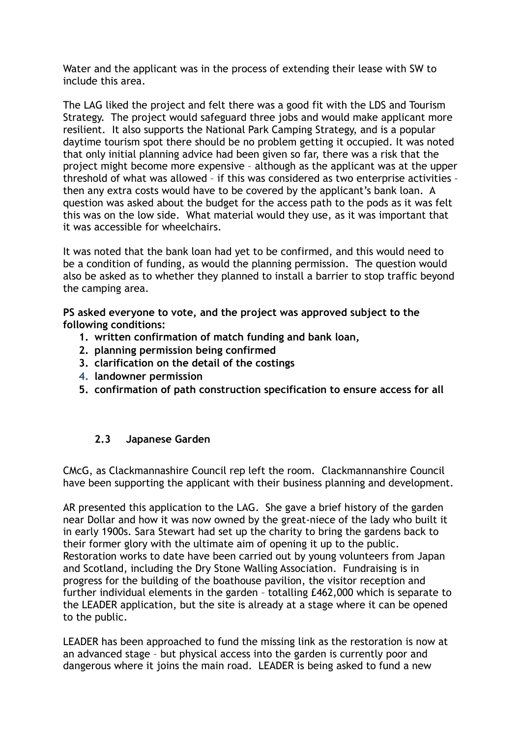Water and the applicant was in the process of extending their lease with SW to include this area.

The LAG liked the project and felt there was a good fit with the LDS and Tourism Strategy. The project would safeguard three jobs and would make applicant more resilient. It also supports the National Park Camping Strategy, and is a popular daytime tourism spot there should be no problem getting it occupied. It was noted that only initial planning advice had been given so far, there was a risk that the project might become more expensive – although as the applicant was at the upper threshold of what was allowed – if this was considered as two enterprise activities – then any extra costs would have to be covered by the applicant's bank loan. A question was asked about the budget for the access path to the pods as it was felt this was on the low side. What material would they use, as it was important that it was accessible for wheelchairs.

It was noted that the bank loan had yet to be confirmed, and this would need to be a condition of funding, as would the planning permission. The question would also be asked as to whether they planned to install a barrier to stop traffic beyond the camping area.

**PS asked everyone to vote, and the project was approved subject to the following conditions:**

1. **written confirmation of match funding and bank loan,**
2. **planning permission being confirmed**
3. **clarification on the detail of the costings**
4. **landowner permission**
5. **confirmation of path construction specification to ensure access for all**

### 2.3 Japanese Garden

CMcG, as Clackmannashire Council rep left the room. Clackmannanshire Council have been supporting the applicant with their business planning and development.

AR presented this application to the LAG. She gave a brief history of the garden near Dollar and how it was now owned by the great-niece of the lady who built it in early 1900s. Sara Stewart had set up the charity to bring the gardens back to their former glory with the ultimate aim of opening it up to the public. Restoration works to date have been carried out by young volunteers from Japan and Scotland, including the Dry Stone Walling Association. Fundraising is in progress for the building of the boathouse pavilion, the visitor reception and further individual elements in the garden – totalling £462,000 which is separate to the LEADER application, but the site is already at a stage where it can be opened to the public.

LEADER has been approached to fund the missing link as the restoration is now at an advanced stage – but physical access into the garden is currently poor and dangerous where it joins the main road. LEADER is being asked to fund a new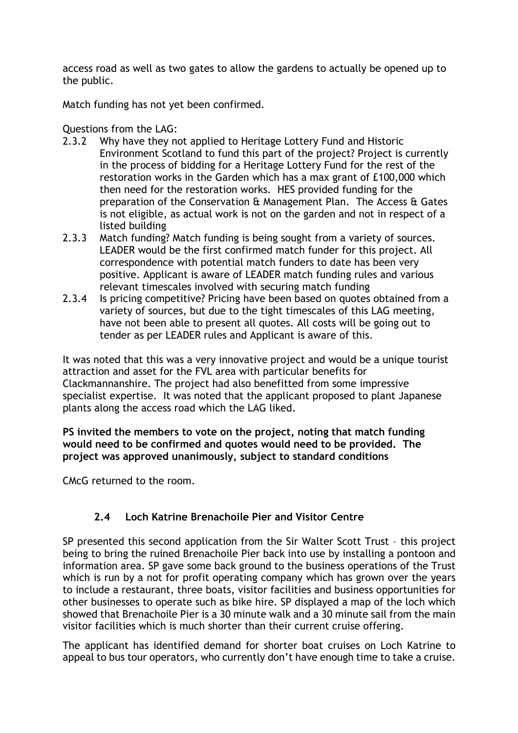access road as well as two gates to allow the gardens to actually be opened up to the public.

Match funding has not yet been confirmed.

Questions from the LAG:

2.3.2 Why have they not applied to Heritage Lottery Fund and Historic Environment Scotland to fund this part of the project? Project is currently in the process of bidding for a Heritage Lottery Fund for the rest of the restoration works in the Garden which has a max grant of £100,000 which then need for the restoration works. HES provided funding for the preparation of the Conservation & Management Plan. The Access & Gates is not eligible, as actual work is not on the garden and not in respect of a listed building

2.3.3 Match funding? Match funding is being sought from a variety of sources. LEADER would be the first confirmed match funder for this project. All correspondence with potential match funders to date has been very positive. Applicant is aware of LEADER match funding rules and various relevant timescales involved with securing match funding

2.3.4 Is pricing competitive? Pricing have been based on quotes obtained from a variety of sources, but due to the tight timescales of this LAG meeting, have not been able to present all quotes. All costs will be going out to tender as per LEADER rules and Applicant is aware of this.

It was noted that this was a very innovative project and would be a unique tourist attraction and asset for the FVL area with particular benefits for Clackmannanshire. The project had also benefitted from some impressive specialist expertise. It was noted that the applicant proposed to plant Japanese plants along the access road which the LAG liked.

**PS invited the members to vote on the project, noting that match funding would need to be confirmed and quotes would need to be provided. The project was approved unanimously, subject to standard conditions**

CMcG returned to the room.

### 2.4 Loch Katrine Brenachoile Pier and Visitor Centre

SP presented this second application from the Sir Walter Scott Trust – this project being to bring the ruined Brenachoile Pier back into use by installing a pontoon and information area. SP gave some back ground to the business operations of the Trust which is run by a not for profit operating company which has grown over the years to include a restaurant, three boats, visitor facilities and business opportunities for other businesses to operate such as bike hire. SP displayed a map of the loch which showed that Brenachoile Pier is a 30 minute walk and a 30 minute sail from the main visitor facilities which is much shorter than their current cruise offering.

The applicant has identified demand for shorter boat cruises on Loch Katrine to appeal to bus tour operators, who currently don't have enough time to take a cruise.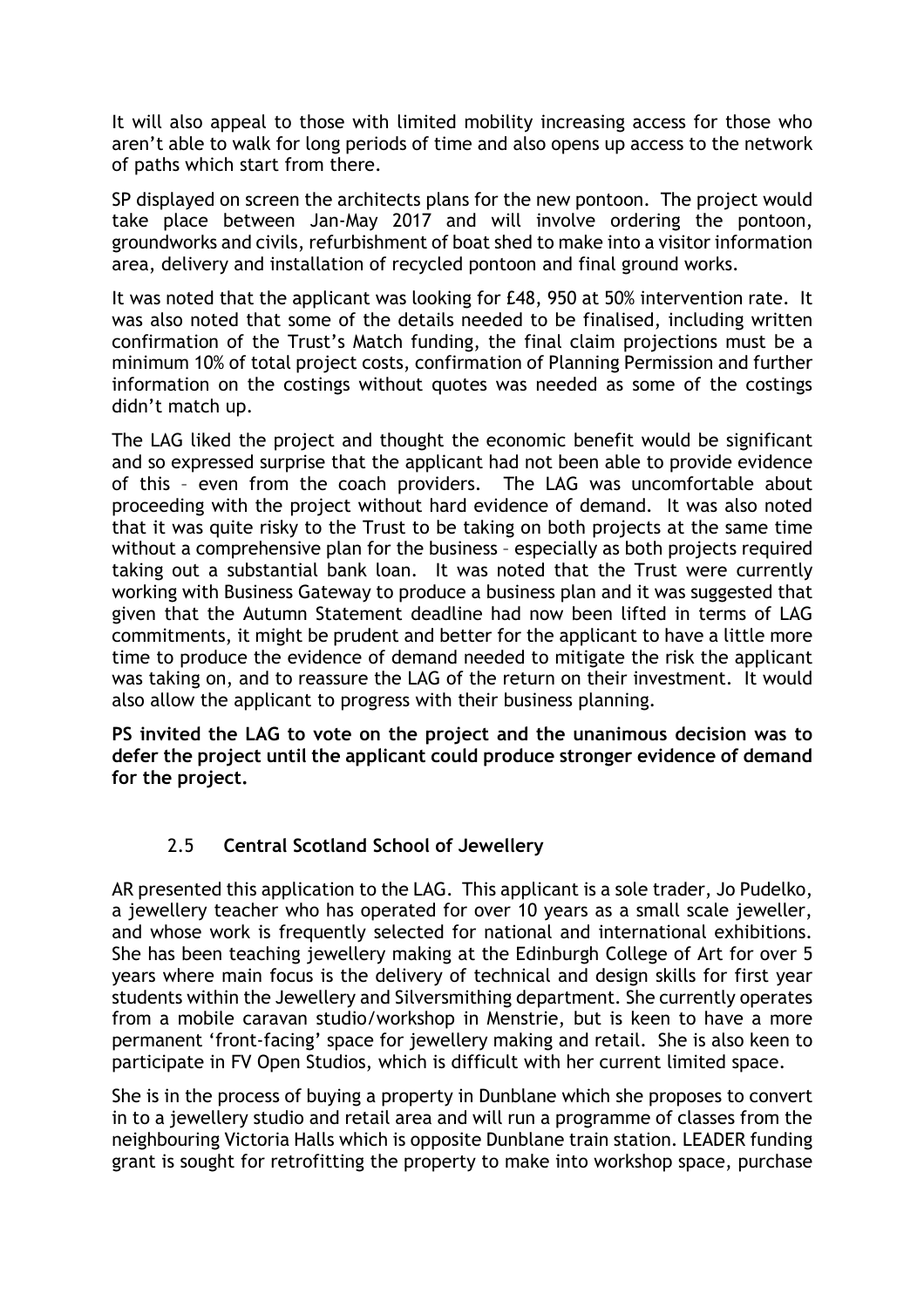It will also appeal to those with limited mobility increasing access for those who aren't able to walk for long periods of time and also opens up access to the network of paths which start from there.

SP displayed on screen the architects plans for the new pontoon. The project would take place between Jan-May 2017 and will involve ordering the pontoon, groundworks and civils, refurbishment of boat shed to make into a visitor information area, delivery and installation of recycled pontoon and final ground works.

It was noted that the applicant was looking for £48, 950 at 50% intervention rate. It was also noted that some of the details needed to be finalised, including written confirmation of the Trust's Match funding, the final claim projections must be a minimum 10% of total project costs, confirmation of Planning Permission and further information on the costings without quotes was needed as some of the costings didn't match up.

The LAG liked the project and thought the economic benefit would be significant and so expressed surprise that the applicant had not been able to provide evidence of this – even from the coach providers. The LAG was uncomfortable about proceeding with the project without hard evidence of demand. It was also noted that it was quite risky to the Trust to be taking on both projects at the same time without a comprehensive plan for the business – especially as both projects required taking out a substantial bank loan. It was noted that the Trust were currently working with Business Gateway to produce a business plan and it was suggested that given that the Autumn Statement deadline had now been lifted in terms of LAG commitments, it might be prudent and better for the applicant to have a little more time to produce the evidence of demand needed to mitigate the risk the applicant was taking on, and to reassure the LAG of the return on their investment. It would also allow the applicant to progress with their business planning.

**PS invited the LAG to vote on the project and the unanimous decision was to defer the project until the applicant could produce stronger evidence of demand for the project.**

### 2.5 Central Scotland School of Jewellery

AR presented this application to the LAG. This applicant is a sole trader, Jo Pudelko, a jewellery teacher who has operated for over 10 years as a small scale jeweller, and whose work is frequently selected for national and international exhibitions. She has been teaching jewellery making at the Edinburgh College of Art for over 5 years where main focus is the delivery of technical and design skills for first year students within the Jewellery and Silversmithing department. She currently operates from a mobile caravan studio/workshop in Menstrie, but is keen to have a more permanent 'front-facing' space for jewellery making and retail. She is also keen to participate in FV Open Studios, which is difficult with her current limited space.

She is in the process of buying a property in Dunblane which she proposes to convert in to a jewellery studio and retail area and will run a programme of classes from the neighbouring Victoria Halls which is opposite Dunblane train station. LEADER funding grant is sought for retrofitting the property to make into workshop space, purchase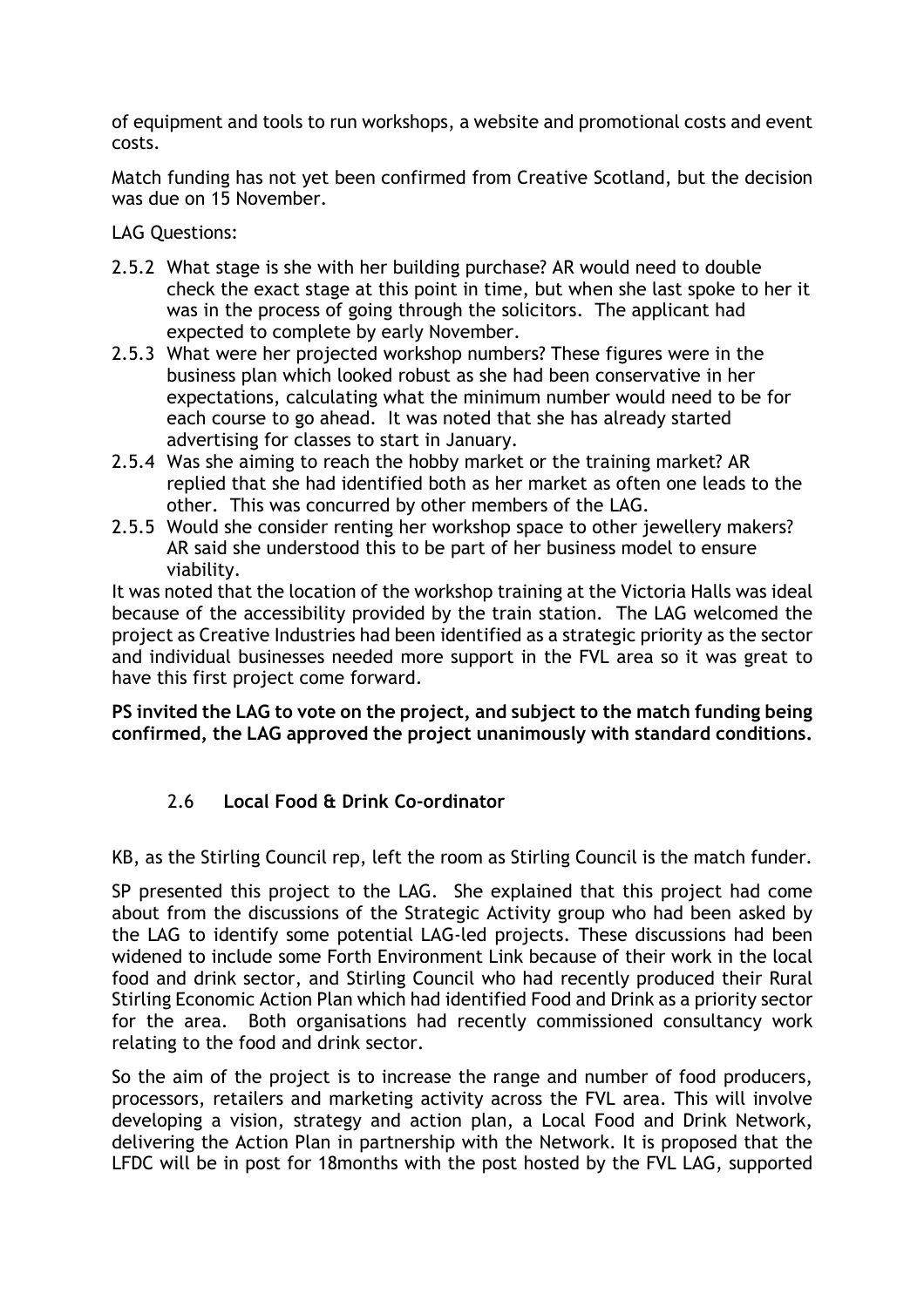of equipment and tools to run workshops, a website and promotional costs and event costs.

Match funding has not yet been confirmed from Creative Scotland, but the decision was due on 15 November.

LAG Questions:

- 2.5.2 What stage is she with her building purchase? AR would need to double check the exact stage at this point in time, but when she last spoke to her it was in the process of going through the solicitors. The applicant had expected to complete by early November.
- 2.5.3 What were her projected workshop numbers? These figures were in the business plan which looked robust as she had been conservative in her expectations, calculating what the minimum number would need to be for each course to go ahead. It was noted that she has already started advertising for classes to start in January.
- 2.5.4 Was she aiming to reach the hobby market or the training market? AR replied that she had identified both as her market as often one leads to the other. This was concurred by other members of the LAG.
- 2.5.5 Would she consider renting her workshop space to other jewellery makers? AR said she understood this to be part of her business model to ensure viability.

It was noted that the location of the workshop training at the Victoria Halls was ideal because of the accessibility provided by the train station. The LAG welcomed the project as Creative Industries had been identified as a strategic priority as the sector and individual businesses needed more support in the FVL area so it was great to have this first project come forward.

**PS invited the LAG to vote on the project, and subject to the match funding being confirmed, the LAG approved the project unanimously with standard conditions.**

## 2.6 Local Food & Drink Co-ordinator

KB, as the Stirling Council rep, left the room as Stirling Council is the match funder.

SP presented this project to the LAG. She explained that this project had come about from the discussions of the Strategic Activity group who had been asked by the LAG to identify some potential LAG-led projects. These discussions had been widened to include some Forth Environment Link because of their work in the local food and drink sector, and Stirling Council who had recently produced their Rural Stirling Economic Action Plan which had identified Food and Drink as a priority sector for the area. Both organisations had recently commissioned consultancy work relating to the food and drink sector.

So the aim of the project is to increase the range and number of food producers, processors, retailers and marketing activity across the FVL area. This will involve developing a vision, strategy and action plan, a Local Food and Drink Network, delivering the Action Plan in partnership with the Network. It is proposed that the LFDC will be in post for 18months with the post hosted by the FVL LAG, supported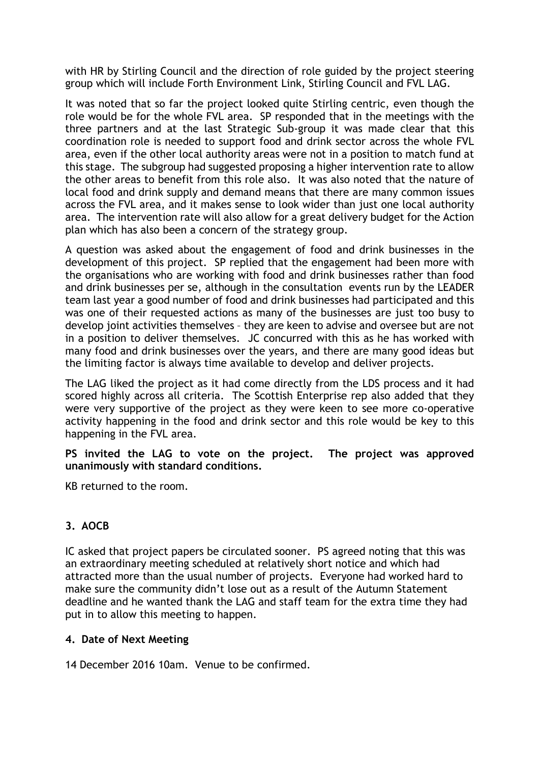with HR by Stirling Council and the direction of role guided by the project steering group which will include Forth Environment Link, Stirling Council and FVL LAG.

It was noted that so far the project looked quite Stirling centric, even though the role would be for the whole FVL area. SP responded that in the meetings with the three partners and at the last Strategic Sub-group it was made clear that this coordination role is needed to support food and drink sector across the whole FVL area, even if the other local authority areas were not in a position to match fund at this stage. The subgroup had suggested proposing a higher intervention rate to allow the other areas to benefit from this role also. It was also noted that the nature of local food and drink supply and demand means that there are many common issues across the FVL area, and it makes sense to look wider than just one local authority area. The intervention rate will also allow for a great delivery budget for the Action plan which has also been a concern of the strategy group.

A question was asked about the engagement of food and drink businesses in the development of this project. SP replied that the engagement had been more with the organisations who are working with food and drink businesses rather than food and drink businesses per se, although in the consultation events run by the LEADER team last year a good number of food and drink businesses had participated and this was one of their requested actions as many of the businesses are just too busy to develop joint activities themselves – they are keen to advise and oversee but are not in a position to deliver themselves. JC concurred with this as he has worked with many food and drink businesses over the years, and there are many good ideas but the limiting factor is always time available to develop and deliver projects.

The LAG liked the project as it had come directly from the LDS process and it had scored highly across all criteria. The Scottish Enterprise rep also added that they were very supportive of the project as they were keen to see more co-operative activity happening in the food and drink sector and this role would be key to this happening in the FVL area.

**PS invited the LAG to vote on the project. The project was approved unanimously with standard conditions.**

KB returned to the room.

### 3. AOCB

IC asked that project papers be circulated sooner. PS agreed noting that this was an extraordinary meeting scheduled at relatively short notice and which had attracted more than the usual number of projects. Everyone had worked hard to make sure the community didn't lose out as a result of the Autumn Statement deadline and he wanted thank the LAG and staff team for the extra time they had put in to allow this meeting to happen.

### 4. Date of Next Meeting

14 December 2016 10am. Venue to be confirmed.